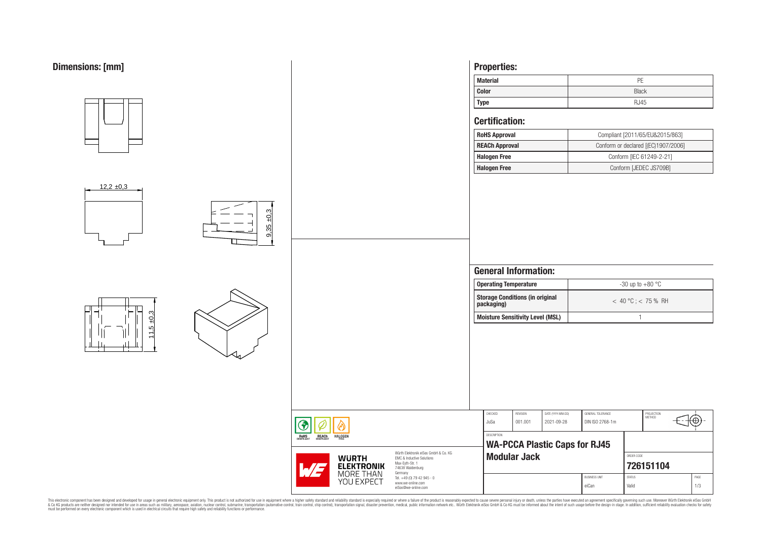## Dimensions: [mm]

12,2 ±0,3

9,35 ±0,3

11,5 ±0,3

## Properties:

| Material | PE |
|---|---|
| Color | Black |
| Type | RJ45 |

## Certification:

| RoHS Approval | Compliant [2011/65/EU&2015/863] |
|---|---|
| REACh Approval | Conform or declared [(EC)1907/2006] |
| Halogen Free | Conform [IEC 61249-2-21] |
| Halogen Free | Conform [JEDEC JS709B] |

## General Information:

| Operating Temperature | -30 up to +80 °C |
|---|---|
| Storage Conditions (in original packaging) | < 40 °C ; < 75 % RH |
| Moisture Sensitivity Level (MSL) | 1 |

| CHECKED | REVISION | DATE (YYYY-MM-DD) | GENERAL TOLERANCE | PROJECTION METHOD |
|---|---|---|---|---|
| JuSa | 001.001 | 2021-09-28 | DIN ISO 2768-1m | |

DESCRIPTION

**WA-PCCA Plastic Caps for RJ45 Modular Jack**

ORDER CODE: **726151104**

| BUSINESS UNIT | STATUS | PAGE |
|---|---|---|
| eiCan | Valid | 1/3 |

Würth Elektronik eiSos GmbH & Co. KG
EMC & Inductive Solutions
Max-Eyth-Str. 1
74638 Waldenburg
Germany
Tel. +49 (0) 79 42 945 - 0
www.we-online.com
eiSos@we-online.com

WÜRTH ELEKTRONIK MORE THAN YOU EXPECT

RoHS COMPLIANT | REACh COMPLIANT | HALOGEN FREE

This electronic component has been designed and developed for usage in general electronic equipment only. This product is not authorized for use in equipment where a higher safety standard and reliability standard is especially required or where a failure of the product is reasonably expected to cause severe personal injury or death, unless the parties have executed an agreement specifically governing such use. Moreover Würth Elektronik eiSos GmbH & Co KG products are neither designed nor intended for use in areas such as military, aerospace, aviation, nuclear control, submarine, transportation (automotive control, train control, ship control), transportation signal, disaster prevention, medical, public information network etc.. Würth Elektronik eiSos GmbH & Co KG must be informed about the intent of such usage before the design-in stage. In addition, sufficient reliability evaluation checks for safety must be performed on every electronic component which is used in electrical circuits that require high safety and reliability functions or performance.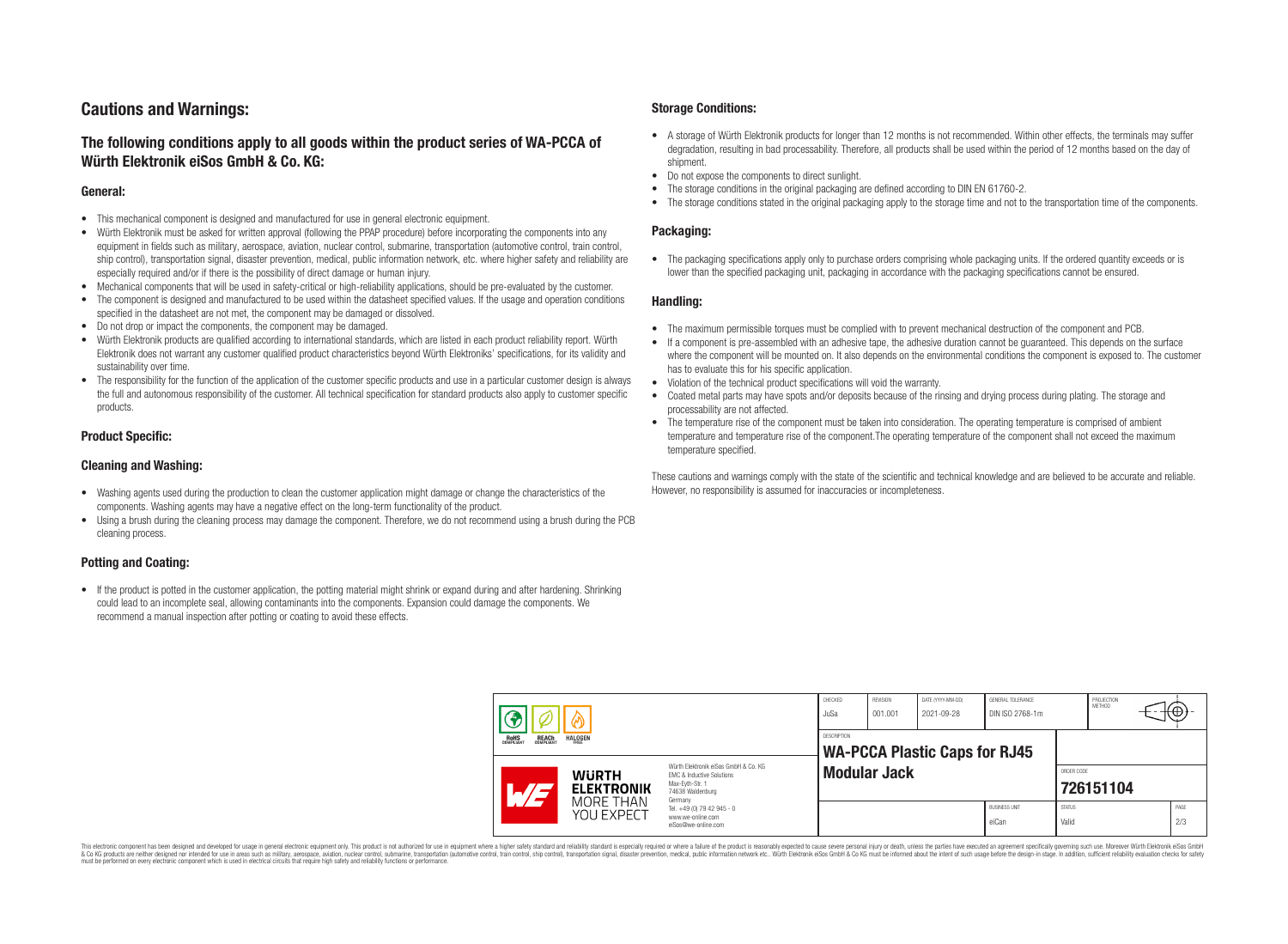# Cautions and Warnings:

## The following conditions apply to all goods within the product series of WA-PCCA of Würth Elektronik eiSos GmbH & Co. KG:

### General:

- This mechanical component is designed and manufactured for use in general electronic equipment.
- Würth Elektronik must be asked for written approval (following the PPAP procedure) before incorporating the components into any equipment in fields such as military, aerospace, aviation, nuclear control, submarine, transportation (automotive control, train control, ship control), transportation signal, disaster prevention, medical, public information network, etc. where higher safety and reliability are especially required and/or if there is the possibility of direct damage or human injury.
- Mechanical components that will be used in safety-critical or high-reliability applications, should be pre-evaluated by the customer.
- The component is designed and manufactured to be used within the datasheet specified values. If the usage and operation conditions specified in the datasheet are not met, the component may be damaged or dissolved.
- Do not drop or impact the components, the component may be damaged.
- Würth Elektronik products are qualified according to international standards, which are listed in each product reliability report. Würth Elektronik does not warrant any customer qualified product characteristics beyond Würth Elektroniks' specifications, for its validity and sustainability over time.
- The responsibility for the function of the application of the customer specific products and use in a particular customer design is always the full and autonomous responsibility of the customer. All technical specification for standard products also apply to customer specific products.

### Product Specific:

### Cleaning and Washing:

- Washing agents used during the production to clean the customer application might damage or change the characteristics of the components. Washing agents may have a negative effect on the long-term functionality of the product.
- Using a brush during the cleaning process may damage the component. Therefore, we do not recommend using a brush during the PCB cleaning process.

### Potting and Coating:

- If the product is potted in the customer application, the potting material might shrink or expand during and after hardening. Shrinking could lead to an incomplete seal, allowing contaminants into the components. Expansion could damage the components. We recommend a manual inspection after potting or coating to avoid these effects.

### Storage Conditions:

- A storage of Würth Elektronik products for longer than 12 months is not recommended. Within other effects, the terminals may suffer degradation, resulting in bad processability. Therefore, all products shall be used within the period of 12 months based on the day of shipment.
- Do not expose the components to direct sunlight.
- The storage conditions in the original packaging are defined according to DIN EN 61760-2.
- The storage conditions stated in the original packaging apply to the storage time and not to the transportation time of the components.

### Packaging:

- The packaging specifications apply only to purchase orders comprising whole packaging units. If the ordered quantity exceeds or is lower than the specified packaging unit, packaging in accordance with the packaging specifications cannot be ensured.

### Handling:

- The maximum permissible torques must be complied with to prevent mechanical destruction of the component and PCB.
- If a component is pre-assembled with an adhesive tape, the adhesive duration cannot be guaranteed. This depends on the surface where the component will be mounted on. It also depends on the environmental conditions the component is exposed to. The customer has to evaluate this for his specific application.
- Violation of the technical product specifications will void the warranty.
- Coated metal parts may have spots and/or deposits because of the rinsing and drying process during plating. The storage and processability are not affected.
- The temperature rise of the component must be taken into consideration. The operating temperature is comprised of ambient temperature and temperature rise of the component.The operating temperature of the component shall not exceed the maximum temperature specified.

These cautions and warnings comply with the state of the scientific and technical knowledge and are believed to be accurate and reliable. However, no responsibility is assumed for inaccuracies or incompleteness.

| CHECKED | REVISION | DATE (YYYY-MM-DD) | GENERAL TOLERANCE | PROJECTION METHOD |
|---|---|---|---|---|
| JuSa | 001.001 | 2021-09-28 | DIN ISO 2768-1m | |

| DESCRIPTION | ORDER CODE | BUSINESS UNIT | STATUS | PAGE |
|---|---|---|---|---|
| WA-PCCA Plastic Caps for RJ45 Modular Jack | 726151104 | eiCan | Valid | 2/3 |

Würth Elektronik eiSos GmbH & Co. KG
EMC & Inductive Solutions
Max-Eyth-Str. 1
74638 Waldenburg
Germany
Tel. +49 (0) 79 42 945 - 0
www.we-online.com
eiSos@we-online.com

This electronic component has been designed and developed for usage in general electronic equipment only. This product is not authorized for use in equipment where a higher safety standard and reliability standard is especially required or where a failure of the product is reasonably expected to cause severe personal injury or death, unless the parties have executed an agreement specifically governing such use. Moreover Würth Elektronik eiSos GmbH & Co KG products are neither designed nor intended for use in areas such as military, aerospace, aviation, nuclear control, submarine, transportation (automotive control, train control, ship control), transportation signal, disaster prevention, medical, public information network etc.. Würth Elektronik eiSos GmbH & Co KG must be informed about the intent of such usage before the design-in stage. In addition, sufficient reliability evaluation checks for safety must be performed on every electronic component which is used in electrical circuits that require high safety and reliability functions or performance.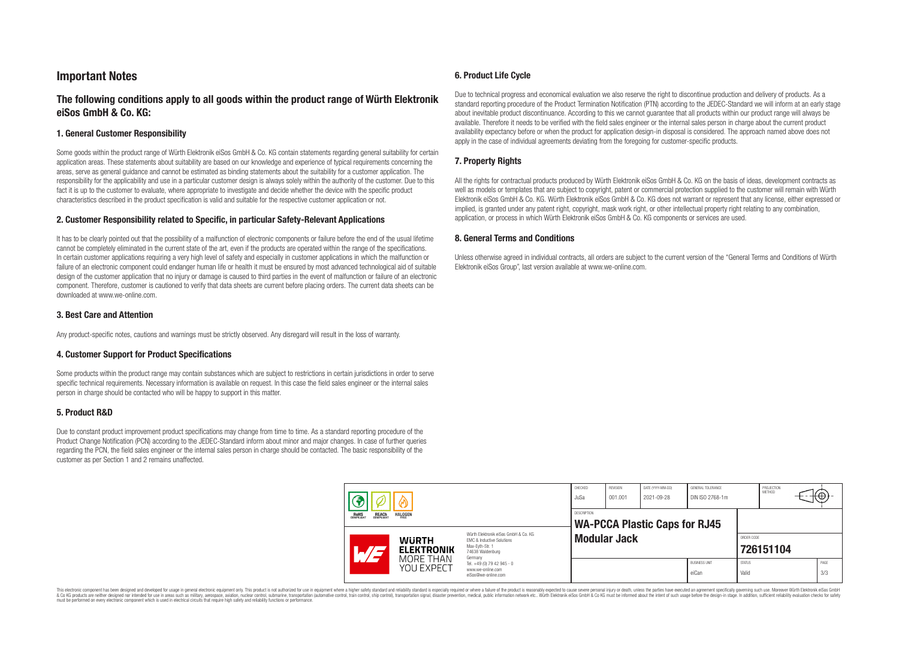# Important Notes

## The following conditions apply to all goods within the product range of Würth Elektronik eiSos GmbH & Co. KG:

### 1. General Customer Responsibility

Some goods within the product range of Würth Elektronik eiSos GmbH & Co. KG contain statements regarding general suitability for certain application areas. These statements about suitability are based on our knowledge and experience of typical requirements concerning the areas, serve as general guidance and cannot be estimated as binding statements about the suitability for a customer application. The responsibility for the applicability and use in a particular customer design is always solely within the authority of the customer. Due to this fact it is up to the customer to evaluate, where appropriate to investigate and decide whether the device with the specific product characteristics described in the product specification is valid and suitable for the respective customer application or not.

### 2. Customer Responsibility related to Specific, in particular Safety-Relevant Applications

It has to be clearly pointed out that the possibility of a malfunction of electronic components or failure before the end of the usual lifetime cannot be completely eliminated in the current state of the art, even if the products are operated within the range of the specifications. In certain customer applications requiring a very high level of safety and especially in customer applications in which the malfunction or failure of an electronic component could endanger human life or health it must be ensured by most advanced technological aid of suitable design of the customer application that no injury or damage is caused to third parties in the event of malfunction or failure of an electronic component. Therefore, customer is cautioned to verify that data sheets are current before placing orders. The current data sheets can be downloaded at www.we-online.com.

### 3. Best Care and Attention

Any product-specific notes, cautions and warnings must be strictly observed. Any disregard will result in the loss of warranty.

### 4. Customer Support for Product Specifications

Some products within the product range may contain substances which are subject to restrictions in certain jurisdictions in order to serve specific technical requirements. Necessary information is available on request. In this case the field sales engineer or the internal sales person in charge should be contacted who will be happy to support in this matter.

### 5. Product R&D

Due to constant product improvement product specifications may change from time to time. As a standard reporting procedure of the Product Change Notification (PCN) according to the JEDEC-Standard inform about minor and major changes. In case of further queries regarding the PCN, the field sales engineer or the internal sales person in charge should be contacted. The basic responsibility of the customer as per Section 1 and 2 remains unaffected.

### 6. Product Life Cycle

Due to technical progress and economical evaluation we also reserve the right to discontinue production and delivery of products. As a standard reporting procedure of the Product Termination Notification (PTN) according to the JEDEC-Standard we will inform at an early stage about inevitable product discontinuance. According to this we cannot guarantee that all products within our product range will always be available. Therefore it needs to be verified with the field sales engineer or the internal sales person in charge about the current product availability expectancy before or when the product for application design-in disposal is considered. The approach named above does not apply in the case of individual agreements deviating from the foregoing for customer-specific products.

### 7. Property Rights

All the rights for contractual products produced by Würth Elektronik eiSos GmbH & Co. KG on the basis of ideas, development contracts as well as models or templates that are subject to copyright, patent or commercial protection supplied to the customer will remain with Würth Elektronik eiSos GmbH & Co. KG. Würth Elektronik eiSos GmbH & Co. KG does not warrant or represent that any license, either expressed or implied, is granted under any patent right, copyright, mask work right, or other intellectual property right relating to any combination, application, or process in which Würth Elektronik eiSos GmbH & Co. KG components or services are used.

### 8. General Terms and Conditions

Unless otherwise agreed in individual contracts, all orders are subject to the current version of the "General Terms and Conditions of Würth Elektronik eiSos Group", last version available at www.we-online.com.

| CHECKED | REVISION | DATE (YYYY-MM-DD) | GENERAL TOLERANCE | PROJECTION METHOD |
|---|---|---|---|---|
| JuSa | 001.001 | 2021-09-28 | DIN ISO 2768-1m | |

DESCRIPTION: **WA-PCCA Plastic Caps for RJ45 Modular Jack**

ORDER CODE: **726151104**

| BUSINESS UNIT | STATUS | PAGE |
|---|---|---|
| eiCan | Valid | 3/3 |

Würth Elektronik eiSos GmbH & Co. KG
EMC & Inductive Solutions
Max-Eyth-Str. 1
74638 Waldenburg
Germany
Tel. +49 (0) 79 42 945 - 0
www.we-online.com
eiSos@we-online.com

This electronic component has been designed and developed for usage in general electronic equipment only. This product is not authorized for use in equipment where a higher safety standard and reliability standard is especially required or where a failure of the product is reasonably expected to cause severe personal injury or death, unless the parties have executed an agreement specifically governing such use. Moreover Würth Elektronik eiSos GmbH & Co KG products are neither designed nor intended for use in areas such as military, aerospace, aviation, nuclear control, submarine, transportation (automotive control, train control, ship control), transportation signal, disaster prevention, medical, public information network etc.. Würth Elektronik eiSos GmbH & Co KG must be informed about the intent of such usage before the design-in stage. In addition, sufficient reliability evaluation checks for safety must be performed on every electronic component which is used in electrical circuits that require high safety and reliability functions or performance.